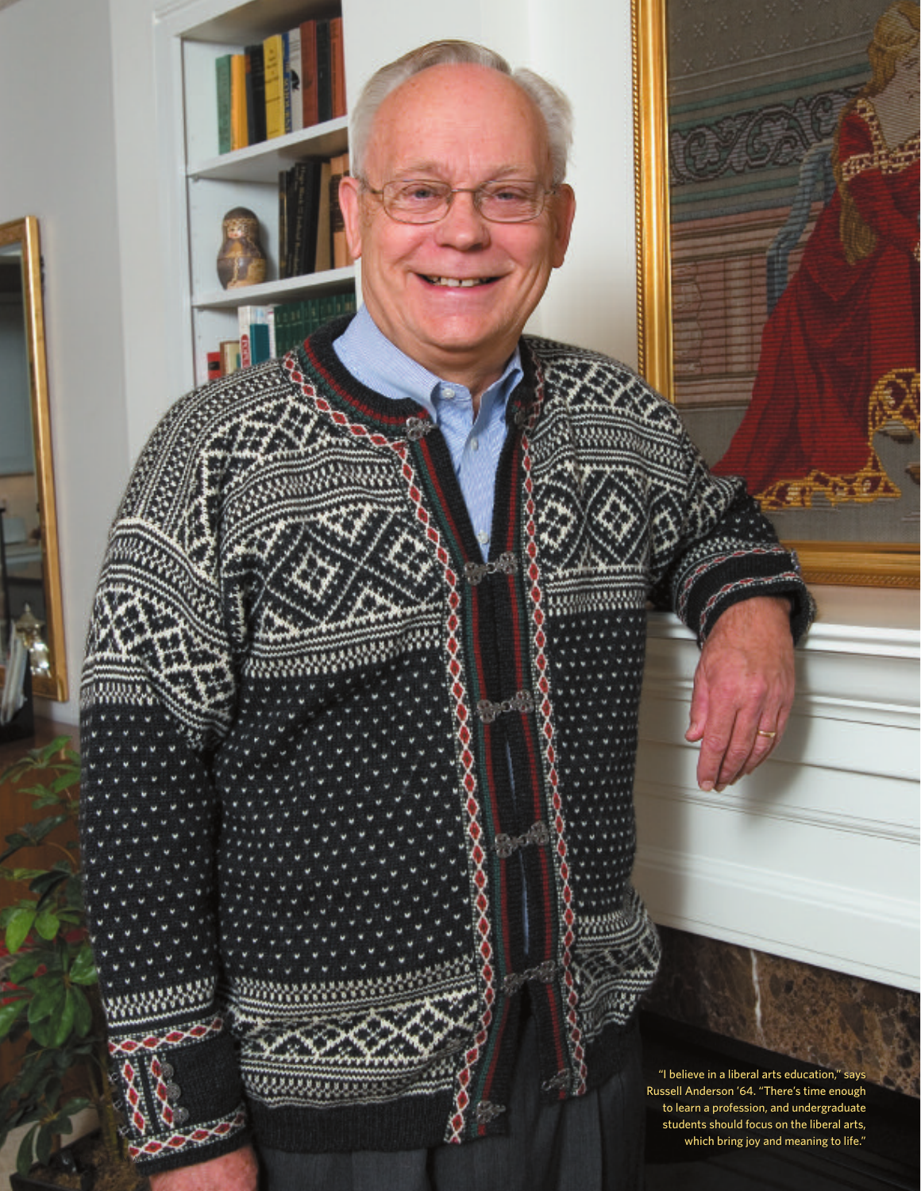"I believe in a liberal arts education," says Russell Anderson '64. "There's time enough to learn a profession, and undergraduate students should focus on the liberal arts, which bring joy and meaning to life."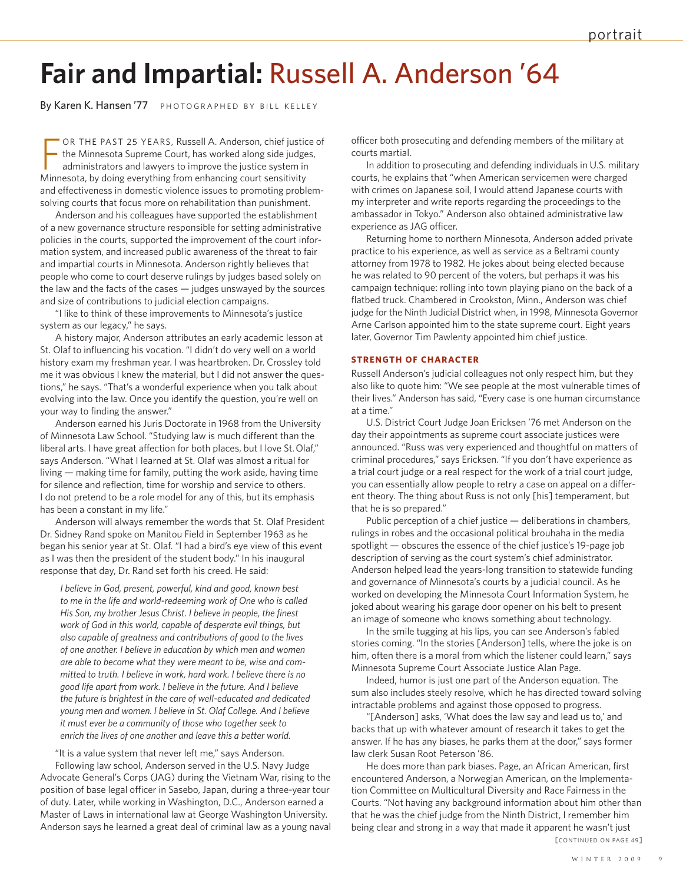# Fair and Impartial: Russell A. Anderson '64

By Karen K. Hansen '77 PHOTOGRAPHED BY BILL KELLEY

FOR THE PAST 25 YEARS, Russell A. Anderson, chief justice of the Minnesota Supreme Court, has worked along side judges, administrators and lawyers to improve the justice system in Minnesota, by doing everything from enhancing court sensitivity and effectiveness in domestic violence issues to promoting problem-solving courts that focus more on rehabilitation than punishment.

Anderson and his colleagues have supported the establishment of a new governance structure responsible for setting administrative policies in the courts, supported the improvement of the court information system, and increased public awareness of the threat to fair and impartial courts in Minnesota. Anderson rightly believes that people who come to court deserve rulings by judges based solely on the law and the facts of the cases — judges unswayed by the sources and size of contributions to judicial election campaigns.

"I like to think of these improvements to Minnesota's justice system as our legacy," he says.

A history major, Anderson attributes an early academic lesson at St. Olaf to influencing his vocation. "I didn't do very well on a world history exam my freshman year. I was heartbroken. Dr. Crossley told me it was obvious I knew the material, but I did not answer the questions," he says. "That's a wonderful experience when you talk about evolving into the law. Once you identify the question, you're well on your way to finding the answer."

Anderson earned his Juris Doctorate in 1968 from the University of Minnesota Law School. "Studying law is much different than the liberal arts. I have great affection for both places, but I love St. Olaf," says Anderson. "What I learned at St. Olaf was almost a ritual for living — making time for family, putting the work aside, having time for silence and reflection, time for worship and service to others. I do not pretend to be a role model for any of this, but its emphasis has been a constant in my life."

Anderson will always remember the words that St. Olaf President Dr. Sidney Rand spoke on Manitou Field in September 1963 as he began his senior year at St. Olaf. "I had a bird's eye view of this event as I was then the president of the student body." In his inaugural response that day, Dr. Rand set forth his creed. He said:

> *I believe in God, present, powerful, kind and good, known best to me in the life and world-redeeming work of One who is called His Son, my brother Jesus Christ. I believe in people, the finest work of God in this world, capable of desperate evil things, but also capable of greatness and contributions of good to the lives of one another. I believe in education by which men and women are able to become what they were meant to be, wise and committed to truth. I believe in work, hard work. I believe there is no good life apart from work. I believe in the future. And I believe the future is brightest in the care of well-educated and dedicated young men and women. I believe in St. Olaf College. And I believe it must ever be a community of those who together seek to enrich the lives of one another and leave this a better world.*

"It is a value system that never left me," says Anderson.

Following law school, Anderson served in the U.S. Navy Judge Advocate General's Corps (JAG) during the Vietnam War, rising to the position of base legal officer in Sasebo, Japan, during a three-year tour of duty. Later, while working in Washington, D.C., Anderson earned a Master of Laws in international law at George Washington University. Anderson says he learned a great deal of criminal law as a young naval officer both prosecuting and defending members of the military at courts martial.

In addition to prosecuting and defending individuals in U.S. military courts, he explains that "when American servicemen were charged with crimes on Japanese soil, I would attend Japanese courts with my interpreter and write reports regarding the proceedings to the ambassador in Tokyo." Anderson also obtained administrative law experience as JAG officer.

Returning home to northern Minnesota, Anderson added private practice to his experience, as well as service as a Beltrami county attorney from 1978 to 1982. He jokes about being elected because he was related to 90 percent of the voters, but perhaps it was his campaign technique: rolling into town playing piano on the back of a flatbed truck. Chambered in Crookston, Minn., Anderson was chief judge for the Ninth Judicial District when, in 1998, Minnesota Governor Arne Carlson appointed him to the state supreme court. Eight years later, Governor Tim Pawlenty appointed him chief justice.

### STRENGTH OF CHARACTER

Russell Anderson's judicial colleagues not only respect him, but they also like to quote him: "We see people at the most vulnerable times of their lives." Anderson has said, "Every case is one human circumstance at a time."

U.S. District Court Judge Joan Ericksen '76 met Anderson on the day their appointments as supreme court associate justices were announced. "Russ was very experienced and thoughtful on matters of criminal procedures," says Ericksen. "If you don't have experience as a trial court judge or a real respect for the work of a trial court judge, you can essentially allow people to retry a case on appeal on a different theory. The thing about Russ is not only [his] temperament, but that he is so prepared."

Public perception of a chief justice — deliberations in chambers, rulings in robes and the occasional political brouhaha in the media spotlight — obscures the essence of the chief justice's 19-page job description of serving as the court system's chief administrator. Anderson helped lead the years-long transition to statewide funding and governance of Minnesota's courts by a judicial council. As he worked on developing the Minnesota Court Information System, he joked about wearing his garage door opener on his belt to present an image of someone who knows something about technology.

In the smile tugging at his lips, you can see Anderson's fabled stories coming. "In the stories [Anderson] tells, where the joke is on him, often there is a moral from which the listener could learn," says Minnesota Supreme Court Associate Justice Alan Page.

Indeed, humor is just one part of the Anderson equation. The sum also includes steely resolve, which he has directed toward solving intractable problems and against those opposed to progress.

"[Anderson] asks, 'What does the law say and lead us to,' and backs that up with whatever amount of research it takes to get the answer. If he has any biases, he parks them at the door," says former law clerk Susan Root Peterson '86.

He does more than park biases. Page, an African American, first encountered Anderson, a Norwegian American, on the Implementation Committee on Multicultural Diversity and Race Fairness in the Courts. "Not having any background information about him other than that he was the chief judge from the Ninth District, I remember him being clear and strong in a way that made it apparent he wasn't just

[CONTINUED ON PAGE 49]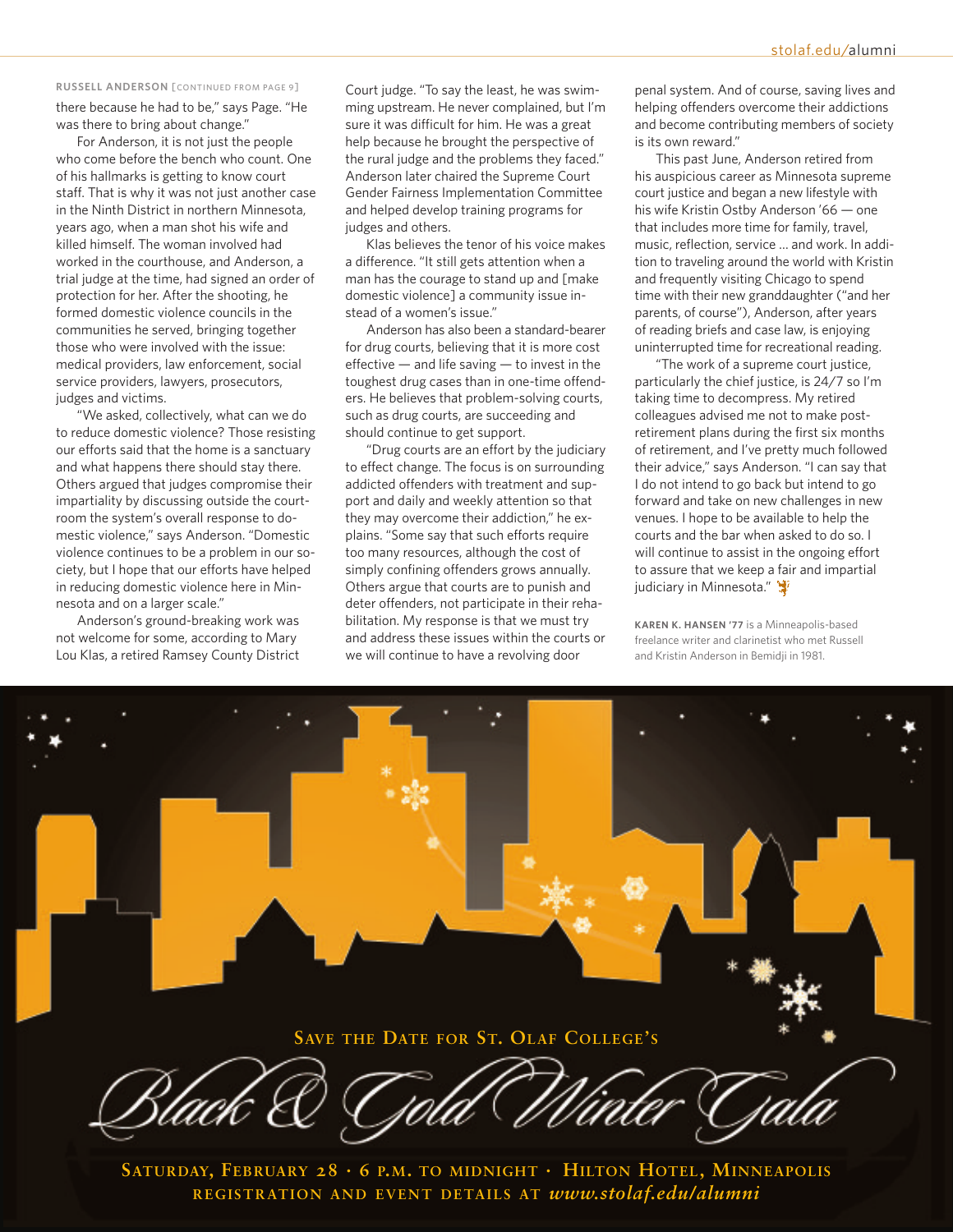RUSSELL ANDERSON [CONTINUED FROM PAGE 9]

there because he had to be," says Page. "He was there to bring about change."

For Anderson, it is not just the people who come before the bench who count. One of his hallmarks is getting to know court staff. That is why it was not just another case in the Ninth District in northern Minnesota, years ago, when a man shot his wife and killed himself. The woman involved had worked in the courthouse, and Anderson, a trial judge at the time, had signed an order of protection for her. After the shooting, he formed domestic violence councils in the communities he served, bringing together those who were involved with the issue: medical providers, law enforcement, social service providers, lawyers, prosecutors, judges and victims.

"We asked, collectively, what can we do to reduce domestic violence? Those resisting our efforts said that the home is a sanctuary and what happens there should stay there. Others argued that judges compromise their impartiality by discussing outside the courtroom the system's overall response to domestic violence," says Anderson. "Domestic violence continues to be a problem in our society, but I hope that our efforts have helped in reducing domestic violence here in Minnesota and on a larger scale."

Anderson's ground-breaking work was not welcome for some, according to Mary Lou Klas, a retired Ramsey County District Court judge. "To say the least, he was swimming upstream. He never complained, but I'm sure it was difficult for him. He was a great help because he brought the perspective of the rural judge and the problems they faced." Anderson later chaired the Supreme Court Gender Fairness Implementation Committee and helped develop training programs for judges and others.

Klas believes the tenor of his voice makes a difference. "It still gets attention when a man has the courage to stand up and [make domestic violence] a community issue instead of a women's issue."

Anderson has also been a standard-bearer for drug courts, believing that it is more cost effective — and life saving — to invest in the toughest drug cases than in one-time offenders. He believes that problem-solving courts, such as drug courts, are succeeding and should continue to get support.

"Drug courts are an effort by the judiciary to effect change. The focus is on surrounding addicted offenders with treatment and support and daily and weekly attention so that they may overcome their addiction," he explains. "Some say that such efforts require too many resources, although the cost of simply confining offenders grows annually. Others argue that courts are to punish and deter offenders, not participate in their rehabilitation. My response is that we must try and address these issues within the courts or we will continue to have a revolving door penal system. And of course, saving lives and helping offenders overcome their addictions and become contributing members of society is its own reward."

This past June, Anderson retired from his auspicious career as Minnesota supreme court justice and began a new lifestyle with his wife Kristin Ostby Anderson '66 — one that includes more time for family, travel, music, reflection, service ... and work. In addition to traveling around the world with Kristin and frequently visiting Chicago to spend time with their new granddaughter ("and her parents, of course"), Anderson, after years of reading briefs and case law, is enjoying uninterrupted time for recreational reading.

"The work of a supreme court justice, particularly the chief justice, is 24/7 so I'm taking time to decompress. My retired colleagues advised me not to make post-retirement plans during the first six months of retirement, and I've pretty much followed their advice," says Anderson. "I can say that I do not intend to go back but intend to go forward and take on new challenges in new venues. I hope to be available to help the courts and the bar when asked to do so. I will continue to assist in the ongoing effort to assure that we keep a fair and impartial judiciary in Minnesota."

**KAREN K. HANSEN '77** is a Minneapolis-based freelance writer and clarinetist who met Russell and Kristin Anderson in Bemidji in 1981.

SAVE THE DATE FOR ST. OLAF COLLEGE'S

*Black & Gold Winter Gala*

SATURDAY, FEBRUARY 28 · 6 P.M. TO MIDNIGHT · HILTON HOTEL, MINNEAPOLIS

REGISTRATION AND EVENT DETAILS AT *www.stolaf.edu/alumni*